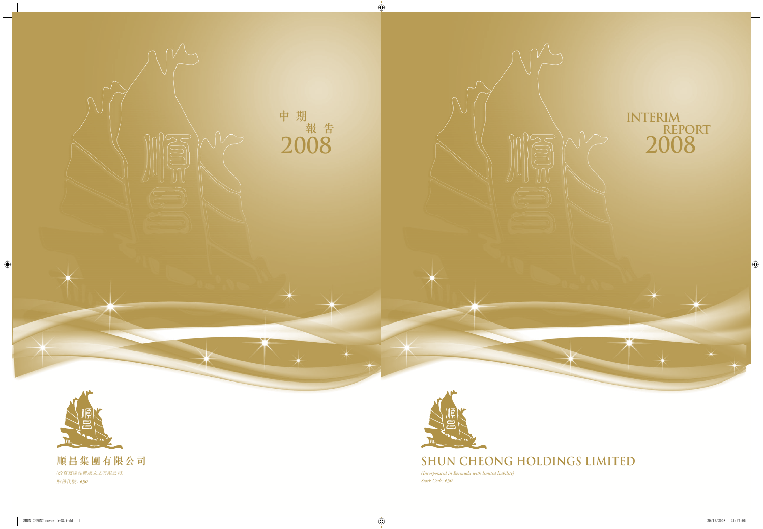中期
報告
2008

順昌集團有限公司

*(於百慕達註冊成立之有限公司)*

*股份代號：650*

# INTERIM REPORT 2008

# SHUN CHEONG HOLDINGS LIMITED

*(Incorporated in Bermuda with limited liability)*

*Stock Code: 650*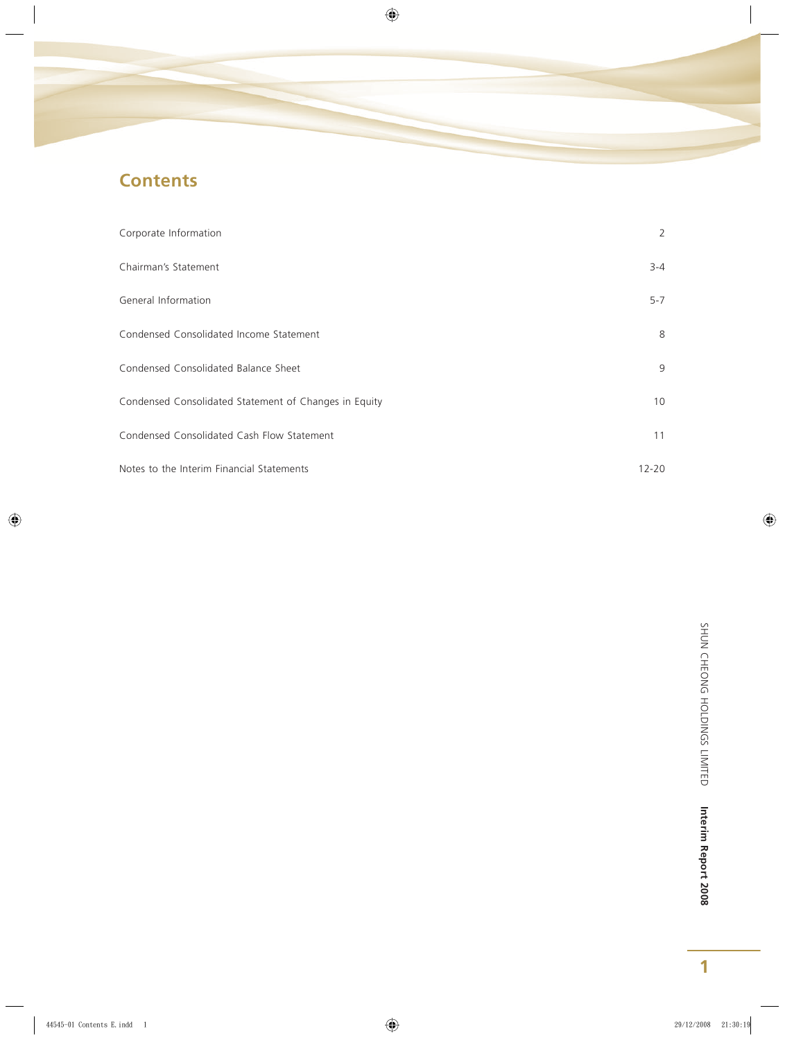# Contents

| | |
|---|---|
| Corporate Information | 2 |
| Chairman's Statement | 3-4 |
| General Information | 5-7 |
| Condensed Consolidated Income Statement | 8 |
| Condensed Consolidated Balance Sheet | 9 |
| Condensed Consolidated Statement of Changes in Equity | 10 |
| Condensed Consolidated Cash Flow Statement | 11 |
| Notes to the Interim Financial Statements | 12-20 |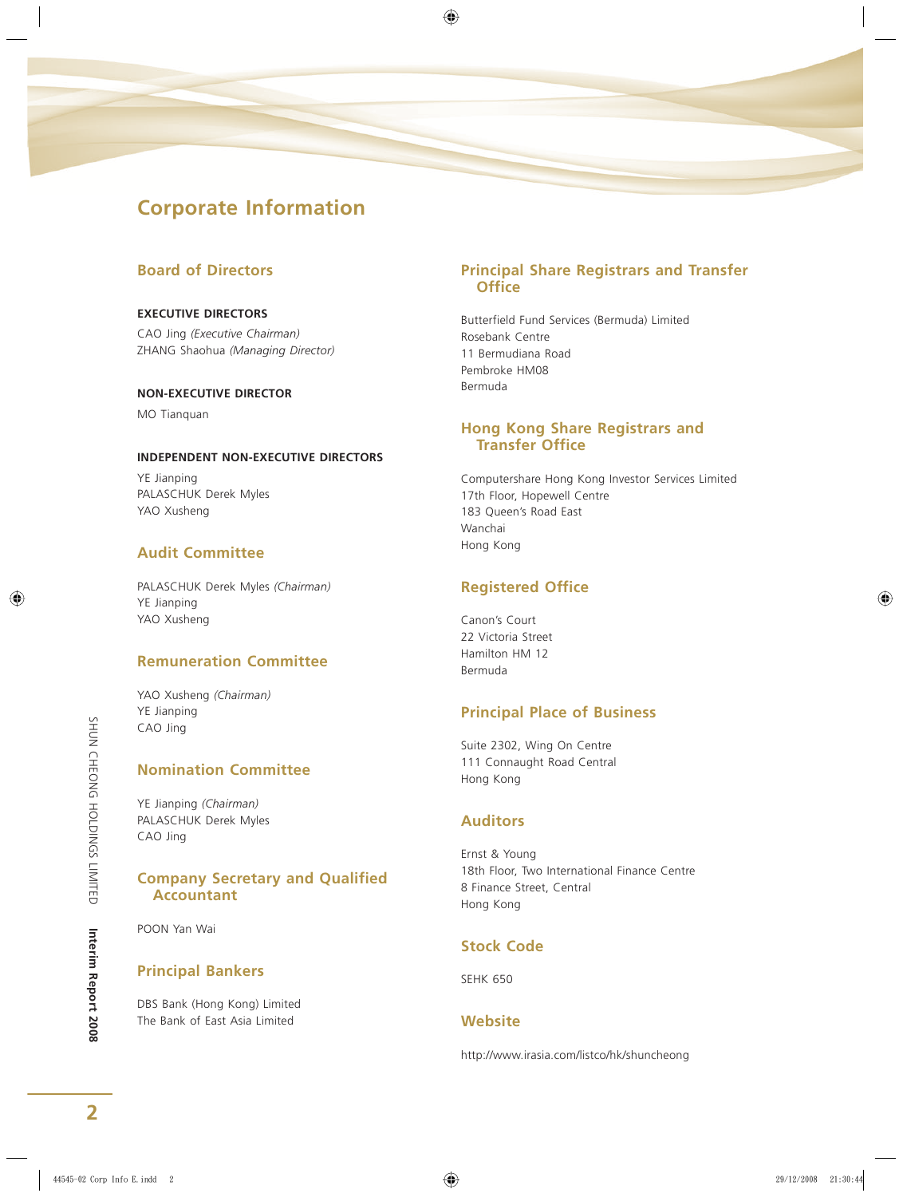# Corporate Information

## Board of Directors

**EXECUTIVE DIRECTORS**

CAO Jing *(Executive Chairman)*
ZHANG Shaohua *(Managing Director)*

**NON-EXECUTIVE DIRECTOR**

MO Tianquan

**INDEPENDENT NON-EXECUTIVE DIRECTORS**

YE Jianping
PALASCHUK Derek Myles
YAO Xusheng

## Audit Committee

PALASCHUK Derek Myles *(Chairman)*
YE Jianping
YAO Xusheng

## Remuneration Committee

YAO Xusheng *(Chairman)*
YE Jianping
CAO Jing

## Nomination Committee

YE Jianping *(Chairman)*
PALASCHUK Derek Myles
CAO Jing

## Company Secretary and Qualified Accountant

POON Yan Wai

## Principal Bankers

DBS Bank (Hong Kong) Limited
The Bank of East Asia Limited

## Principal Share Registrars and Transfer Office

Butterfield Fund Services (Bermuda) Limited
Rosebank Centre
11 Bermudiana Road
Pembroke HM08
Bermuda

## Hong Kong Share Registrars and Transfer Office

Computershare Hong Kong Investor Services Limited
17th Floor, Hopewell Centre
183 Queen's Road East
Wanchai
Hong Kong

## Registered Office

Canon's Court
22 Victoria Street
Hamilton HM 12
Bermuda

## Principal Place of Business

Suite 2302, Wing On Centre
111 Connaught Road Central
Hong Kong

## Auditors

Ernst & Young
18th Floor, Two International Finance Centre
8 Finance Street, Central
Hong Kong

## Stock Code

SEHK 650

## Website

http://www.irasia.com/listco/hk/shuncheong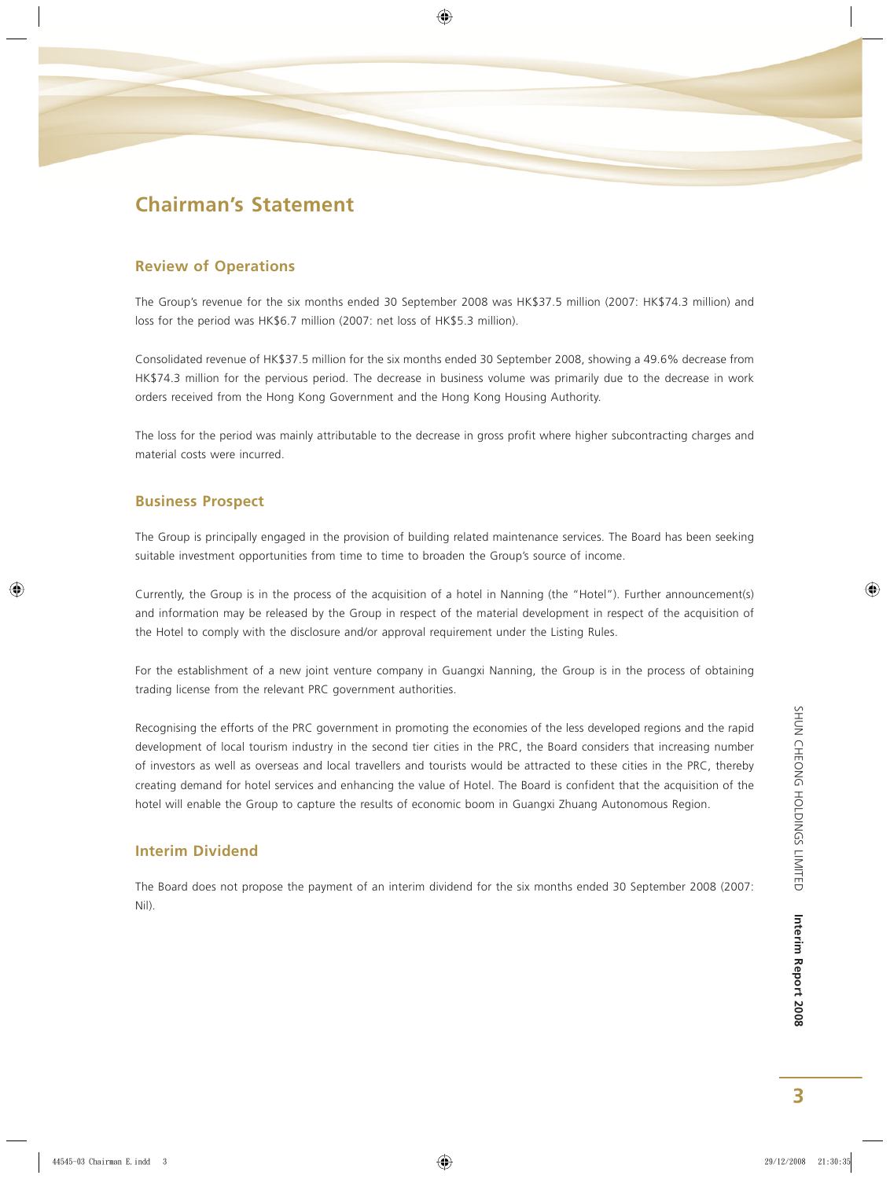# Chairman's Statement

## Review of Operations

The Group's revenue for the six months ended 30 September 2008 was HK$37.5 million (2007: HK$74.3 million) and loss for the period was HK$6.7 million (2007: net loss of HK$5.3 million).

Consolidated revenue of HK$37.5 million for the six months ended 30 September 2008, showing a 49.6% decrease from HK$74.3 million for the pervious period. The decrease in business volume was primarily due to the decrease in work orders received from the Hong Kong Government and the Hong Kong Housing Authority.

The loss for the period was mainly attributable to the decrease in gross profit where higher subcontracting charges and material costs were incurred.

## Business Prospect

The Group is principally engaged in the provision of building related maintenance services. The Board has been seeking suitable investment opportunities from time to time to broaden the Group's source of income.

Currently, the Group is in the process of the acquisition of a hotel in Nanning (the "Hotel"). Further announcement(s) and information may be released by the Group in respect of the material development in respect of the acquisition of the Hotel to comply with the disclosure and/or approval requirement under the Listing Rules.

For the establishment of a new joint venture company in Guangxi Nanning, the Group is in the process of obtaining trading license from the relevant PRC government authorities.

Recognising the efforts of the PRC government in promoting the economies of the less developed regions and the rapid development of local tourism industry in the second tier cities in the PRC, the Board considers that increasing number of investors as well as overseas and local travellers and tourists would be attracted to these cities in the PRC, thereby creating demand for hotel services and enhancing the value of Hotel. The Board is confident that the acquisition of the hotel will enable the Group to capture the results of economic boom in Guangxi Zhuang Autonomous Region.

## Interim Dividend

The Board does not propose the payment of an interim dividend for the six months ended 30 September 2008 (2007: Nil).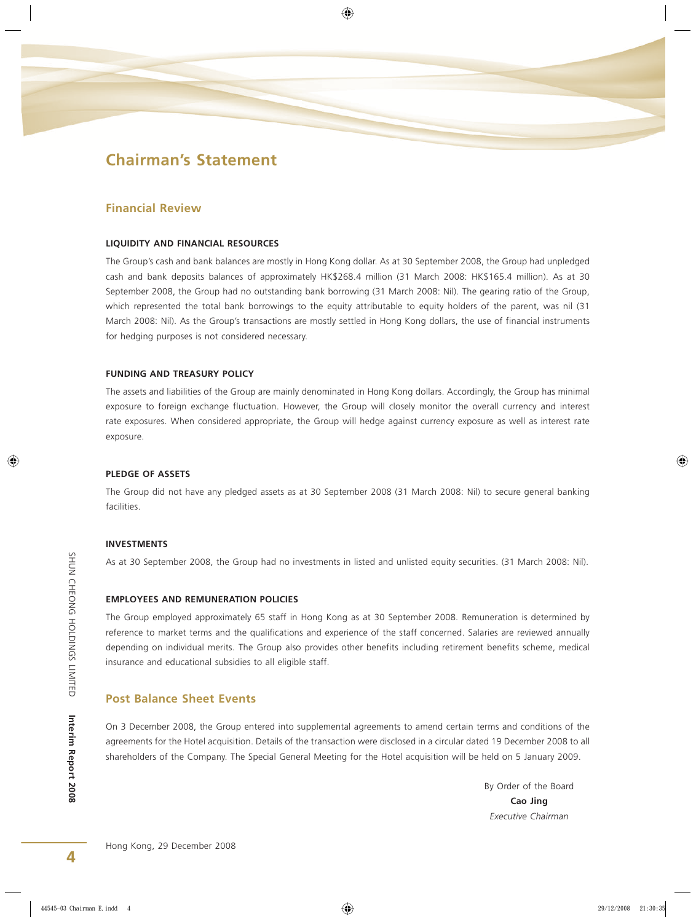# Chairman's Statement

## Financial Review

### LIQUIDITY AND FINANCIAL RESOURCES

The Group's cash and bank balances are mostly in Hong Kong dollar. As at 30 September 2008, the Group had unpledged cash and bank deposits balances of approximately HK$268.4 million (31 March 2008: HK$165.4 million). As at 30 September 2008, the Group had no outstanding bank borrowing (31 March 2008: Nil). The gearing ratio of the Group, which represented the total bank borrowings to the equity attributable to equity holders of the parent, was nil (31 March 2008: Nil). As the Group's transactions are mostly settled in Hong Kong dollars, the use of financial instruments for hedging purposes is not considered necessary.

### FUNDING AND TREASURY POLICY

The assets and liabilities of the Group are mainly denominated in Hong Kong dollars. Accordingly, the Group has minimal exposure to foreign exchange fluctuation. However, the Group will closely monitor the overall currency and interest rate exposures. When considered appropriate, the Group will hedge against currency exposure as well as interest rate exposure.

### PLEDGE OF ASSETS

The Group did not have any pledged assets as at 30 September 2008 (31 March 2008: Nil) to secure general banking facilities.

### INVESTMENTS

As at 30 September 2008, the Group had no investments in listed and unlisted equity securities. (31 March 2008: Nil).

### EMPLOYEES AND REMUNERATION POLICIES

The Group employed approximately 65 staff in Hong Kong as at 30 September 2008. Remuneration is determined by reference to market terms and the qualifications and experience of the staff concerned. Salaries are reviewed annually depending on individual merits. The Group also provides other benefits including retirement benefits scheme, medical insurance and educational subsidies to all eligible staff.

## Post Balance Sheet Events

On 3 December 2008, the Group entered into supplemental agreements to amend certain terms and conditions of the agreements for the Hotel acquisition. Details of the transaction were disclosed in a circular dated 19 December 2008 to all shareholders of the Company. The Special General Meeting for the Hotel acquisition will be held on 5 January 2009.

By Order of the Board
**Cao Jing**
*Executive Chairman*

Hong Kong, 29 December 2008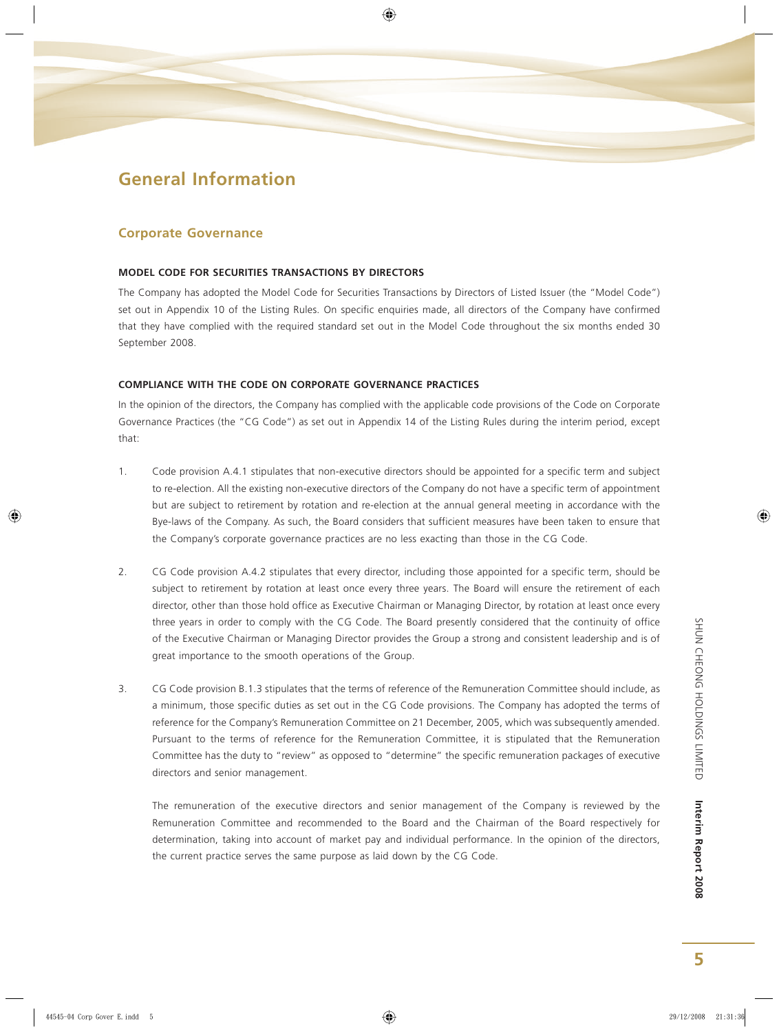# General Information

## Corporate Governance

### MODEL CODE FOR SECURITIES TRANSACTIONS BY DIRECTORS

The Company has adopted the Model Code for Securities Transactions by Directors of Listed Issuer (the "Model Code") set out in Appendix 10 of the Listing Rules. On specific enquiries made, all directors of the Company have confirmed that they have complied with the required standard set out in the Model Code throughout the six months ended 30 September 2008.

### COMPLIANCE WITH THE CODE ON CORPORATE GOVERNANCE PRACTICES

In the opinion of the directors, the Company has complied with the applicable code provisions of the Code on Corporate Governance Practices (the "CG Code") as set out in Appendix 14 of the Listing Rules during the interim period, except that:

1. Code provision A.4.1 stipulates that non-executive directors should be appointed for a specific term and subject to re-election. All the existing non-executive directors of the Company do not have a specific term of appointment but are subject to retirement by rotation and re-election at the annual general meeting in accordance with the Bye-laws of the Company. As such, the Board considers that sufficient measures have been taken to ensure that the Company's corporate governance practices are no less exacting than those in the CG Code.

2. CG Code provision A.4.2 stipulates that every director, including those appointed for a specific term, should be subject to retirement by rotation at least once every three years. The Board will ensure the retirement of each director, other than those hold office as Executive Chairman or Managing Director, by rotation at least once every three years in order to comply with the CG Code. The Board presently considered that the continuity of office of the Executive Chairman or Managing Director provides the Group a strong and consistent leadership and is of great importance to the smooth operations of the Group.

3. CG Code provision B.1.3 stipulates that the terms of reference of the Remuneration Committee should include, as a minimum, those specific duties as set out in the CG Code provisions. The Company has adopted the terms of reference for the Company's Remuneration Committee on 21 December, 2005, which was subsequently amended. Pursuant to the terms of reference for the Remuneration Committee, it is stipulated that the Remuneration Committee has the duty to "review" as opposed to "determine" the specific remuneration packages of executive directors and senior management.

   The remuneration of the executive directors and senior management of the Company is reviewed by the Remuneration Committee and recommended to the Board and the Chairman of the Board respectively for determination, taking into account of market pay and individual performance. In the opinion of the directors, the current practice serves the same purpose as laid down by the CG Code.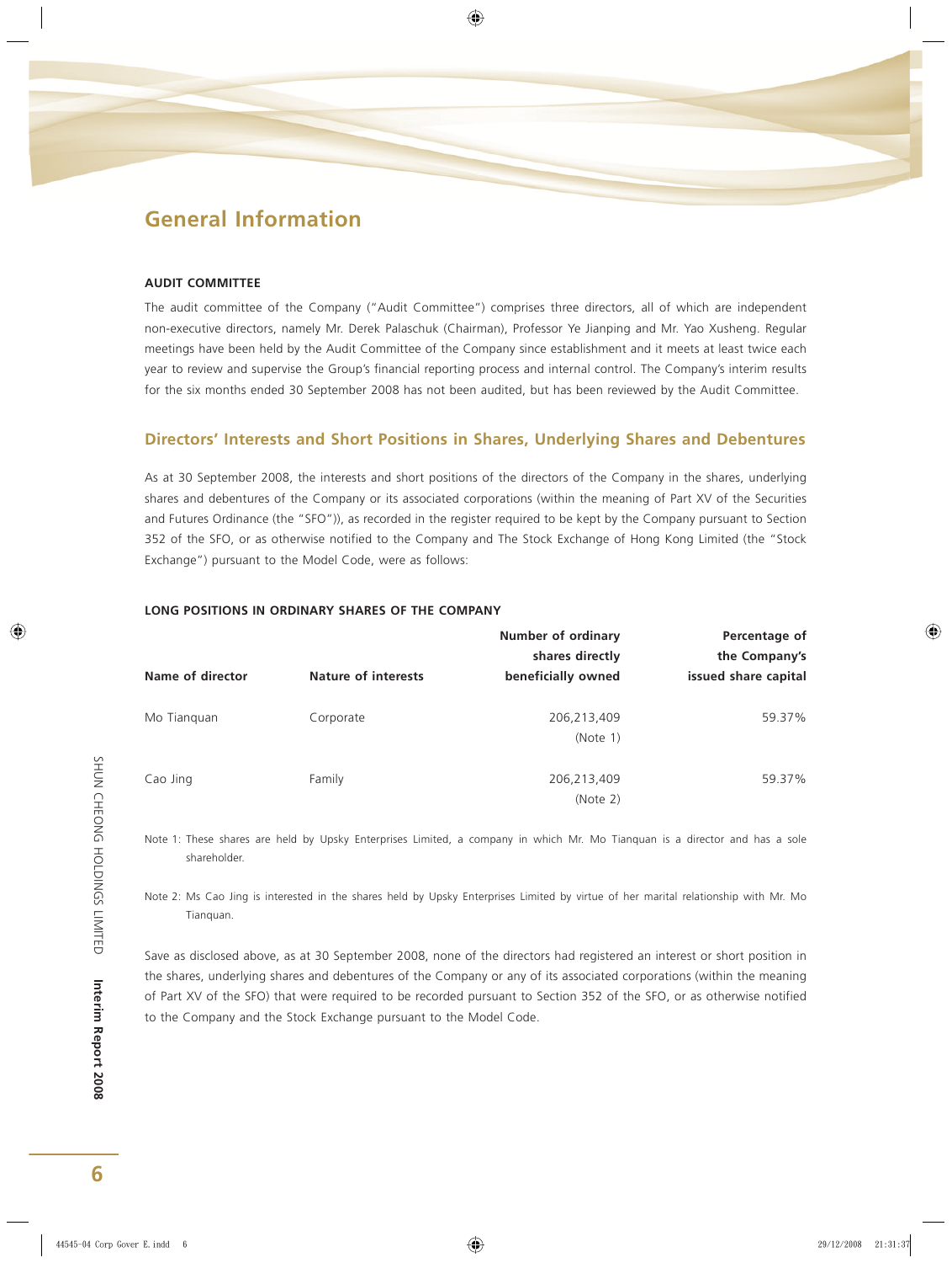# General Information

### AUDIT COMMITTEE

The audit committee of the Company ("Audit Committee") comprises three directors, all of which are independent non-executive directors, namely Mr. Derek Palaschuk (Chairman), Professor Ye Jianping and Mr. Yao Xusheng. Regular meetings have been held by the Audit Committee of the Company since establishment and it meets at least twice each year to review and supervise the Group's financial reporting process and internal control. The Company's interim results for the six months ended 30 September 2008 has not been audited, but has been reviewed by the Audit Committee.

## Directors' Interests and Short Positions in Shares, Underlying Shares and Debentures

As at 30 September 2008, the interests and short positions of the directors of the Company in the shares, underlying shares and debentures of the Company or its associated corporations (within the meaning of Part XV of the Securities and Futures Ordinance (the "SFO")), as recorded in the register required to be kept by the Company pursuant to Section 352 of the SFO, or as otherwise notified to the Company and The Stock Exchange of Hong Kong Limited (the "Stock Exchange") pursuant to the Model Code, were as follows:

### LONG POSITIONS IN ORDINARY SHARES OF THE COMPANY

| Name of director | Nature of interests | Number of ordinary shares directly beneficially owned | Percentage of the Company's issued share capital |
|---|---|---|---|
| Mo Tianquan | Corporate | 206,213,409 (Note 1) | 59.37% |
| Cao Jing | Family | 206,213,409 (Note 2) | 59.37% |

Note 1: These shares are held by Upsky Enterprises Limited, a company in which Mr. Mo Tianquan is a director and has a sole shareholder.

Note 2: Ms Cao Jing is interested in the shares held by Upsky Enterprises Limited by virtue of her marital relationship with Mr. Mo Tianquan.

Save as disclosed above, as at 30 September 2008, none of the directors had registered an interest or short position in the shares, underlying shares and debentures of the Company or any of its associated corporations (within the meaning of Part XV of the SFO) that were required to be recorded pursuant to Section 352 of the SFO, or as otherwise notified to the Company and the Stock Exchange pursuant to the Model Code.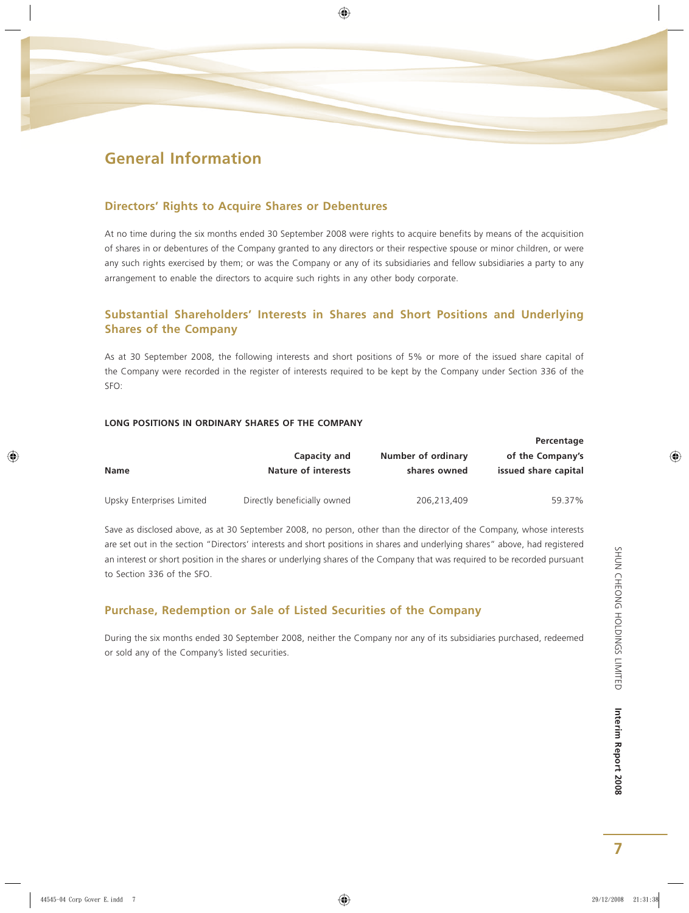# General Information

## Directors' Rights to Acquire Shares or Debentures

At no time during the six months ended 30 September 2008 were rights to acquire benefits by means of the acquisition of shares in or debentures of the Company granted to any directors or their respective spouse or minor children, or were any such rights exercised by them; or was the Company or any of its subsidiaries and fellow subsidiaries a party to any arrangement to enable the directors to acquire such rights in any other body corporate.

## Substantial Shareholders' Interests in Shares and Short Positions and Underlying Shares of the Company

As at 30 September 2008, the following interests and short positions of 5% or more of the issued share capital of the Company were recorded in the register of interests required to be kept by the Company under Section 336 of the SFO:

**LONG POSITIONS IN ORDINARY SHARES OF THE COMPANY**

| Name | Capacity and Nature of interests | Number of ordinary shares owned | Percentage of the Company's issued share capital |
|---|---|---|---|
| Upsky Enterprises Limited | Directly beneficially owned | 206,213,409 | 59.37% |

Save as disclosed above, as at 30 September 2008, no person, other than the director of the Company, whose interests are set out in the section "Directors' interests and short positions in shares and underlying shares" above, had registered an interest or short position in the shares or underlying shares of the Company that was required to be recorded pursuant to Section 336 of the SFO.

## Purchase, Redemption or Sale of Listed Securities of the Company

During the six months ended 30 September 2008, neither the Company nor any of its subsidiaries purchased, redeemed or sold any of the Company's listed securities.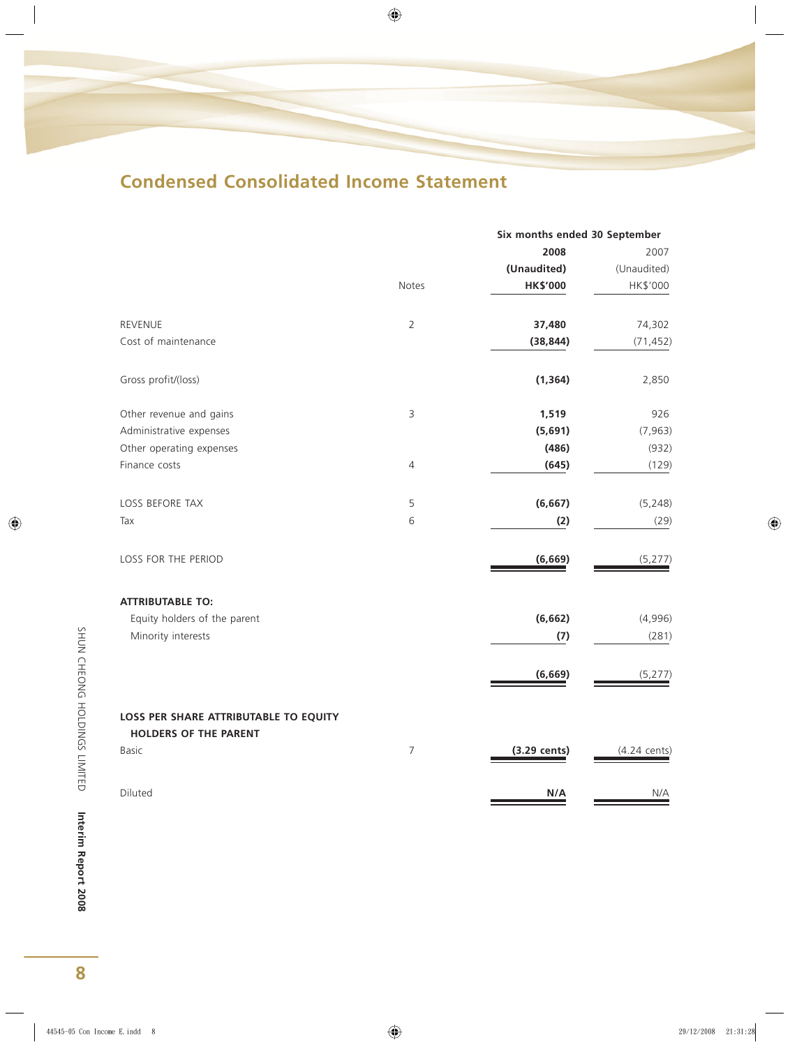## Condensed Consolidated Income Statement

| | Notes | Six months ended 30 September 2008 (Unaudited) HK$'000 | 2007 (Unaudited) HK$'000 |
|---|---|---|---|
| REVENUE | 2 | **37,480** | 74,302 |
| Cost of maintenance | | **(38,844)** | (71,452) |
| Gross profit/(loss) | | **(1,364)** | 2,850 |
| Other revenue and gains | 3 | **1,519** | 926 |
| Administrative expenses | | **(5,691)** | (7,963) |
| Other operating expenses | | **(486)** | (932) |
| Finance costs | 4 | **(645)** | (129) |
| LOSS BEFORE TAX | 5 | **(6,667)** | (5,248) |
| Tax | 6 | **(2)** | (29) |
| LOSS FOR THE PERIOD | | **(6,669)** | (5,277) |
| **ATTRIBUTABLE TO:** | | | |
| Equity holders of the parent | | **(6,662)** | (4,996) |
| Minority interests | | **(7)** | (281) |
| | | **(6,669)** | (5,277) |
| **LOSS PER SHARE ATTRIBUTABLE TO EQUITY HOLDERS OF THE PARENT** | | | |
| Basic | 7 | **(3.29 cents)** | (4.24 cents) |
| Diluted | | **N/A** | N/A |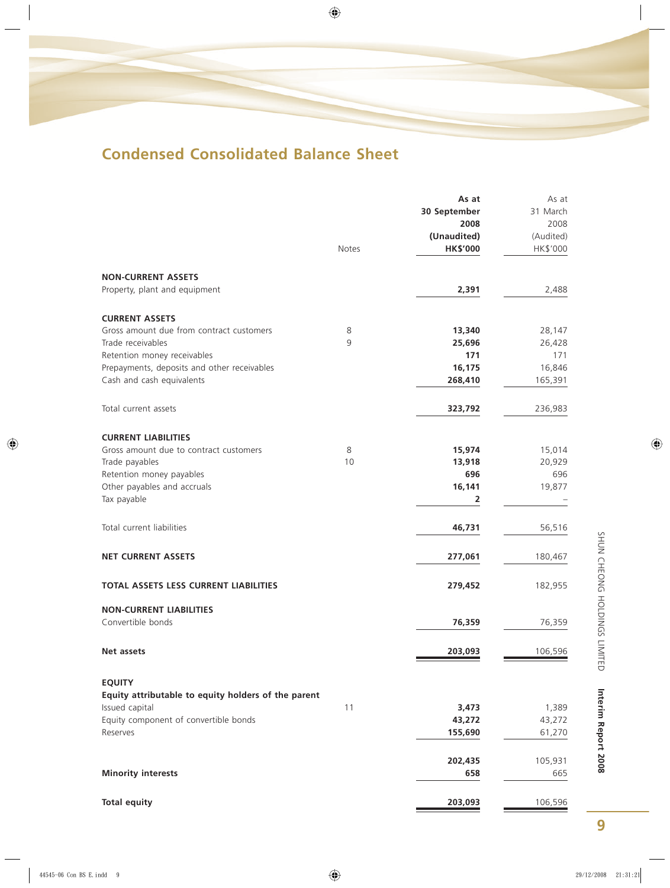## Condensed Consolidated Balance Sheet

| | Notes | As at 30 September 2008 (Unaudited) HK$'000 | As at 31 March 2008 (Audited) HK$'000 |
|---|---|---|---|
| **NON-CURRENT ASSETS** | | | |
| Property, plant and equipment | | **2,391** | 2,488 |
| **CURRENT ASSETS** | | | |
| Gross amount due from contract customers | 8 | **13,340** | 28,147 |
| Trade receivables | 9 | **25,696** | 26,428 |
| Retention money receivables | | **171** | 171 |
| Prepayments, deposits and other receivables | | **16,175** | 16,846 |
| Cash and cash equivalents | | **268,410** | 165,391 |
| Total current assets | | **323,792** | 236,983 |
| **CURRENT LIABILITIES** | | | |
| Gross amount due to contract customers | 8 | **15,974** | 15,014 |
| Trade payables | 10 | **13,918** | 20,929 |
| Retention money payables | | **696** | 696 |
| Other payables and accruals | | **16,141** | 19,877 |
| Tax payable | | **2** | – |
| Total current liabilities | | **46,731** | 56,516 |
| **NET CURRENT ASSETS** | | **277,061** | 180,467 |
| **TOTAL ASSETS LESS CURRENT LIABILITIES** | | **279,452** | 182,955 |
| **NON-CURRENT LIABILITIES** | | | |
| Convertible bonds | | **76,359** | 76,359 |
| **Net assets** | | **203,093** | 106,596 |
| **EQUITY** | | | |
| **Equity attributable to equity holders of the parent** | | | |
| Issued capital | 11 | **3,473** | 1,389 |
| Equity component of convertible bonds | | **43,272** | 43,272 |
| Reserves | | **155,690** | 61,270 |
| | | **202,435** | 105,931 |
| **Minority interests** | | **658** | 665 |
| **Total equity** | | **203,093** | 106,596 |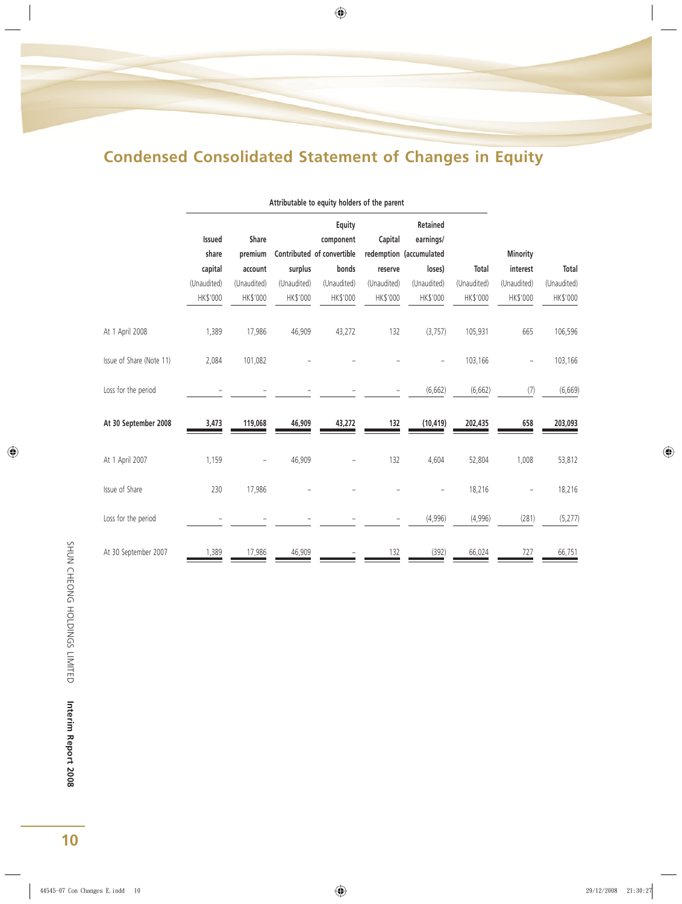# Condensed Consolidated Statement of Changes in Equity

| | Attributable to equity holders of the parent | | | | | | | | |
|---|---|---|---|---|---|---|---|---|---|
| | Issued share capital (Unaudited) HK$'000 | Share premium account (Unaudited) HK$'000 | Contributed surplus (Unaudited) HK$'000 | Equity component of convertible bonds (Unaudited) HK$'000 | Capital redemption reserve (Unaudited) HK$'000 | Retained earnings/ (accumulated loses) (Unaudited) HK$'000 | Total (Unaudited) HK$'000 | Minority interest (Unaudited) HK$'000 | Total (Unaudited) HK$'000 |
| At 1 April 2008 | 1,389 | 17,986 | 46,909 | 43,272 | 132 | (3,757) | 105,931 | 665 | 106,596 |
| Issue of Share (Note 11) | 2,084 | 101,082 | – | – | – | – | 103,166 | – | 103,166 |
| Loss for the period | – | – | – | – | – | (6,662) | (6,662) | (7) | (6,669) |
| **At 30 September 2008** | **3,473** | **119,068** | **46,909** | **43,272** | **132** | **(10,419)** | **202,435** | **658** | **203,093** |
| At 1 April 2007 | 1,159 | – | 46,909 | – | 132 | 4,604 | 52,804 | 1,008 | 53,812 |
| Issue of Share | 230 | 17,986 | – | – | – | – | 18,216 | – | 18,216 |
| Loss for the period | – | – | – | – | – | (4,996) | (4,996) | (281) | (5,277) |
| At 30 September 2007 | 1,389 | 17,986 | 46,909 | – | 132 | (392) | 66,024 | 727 | 66,751 |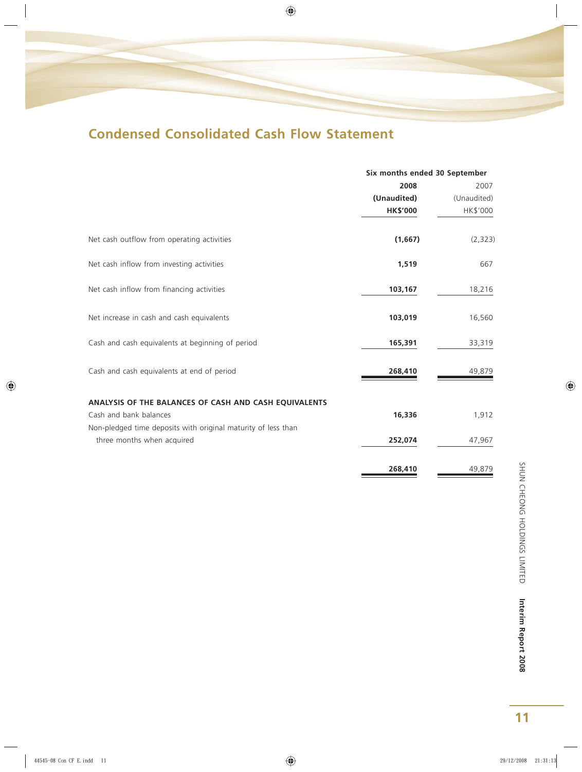# Condensed Consolidated Cash Flow Statement

| | Six months ended 30 September | |
|---|---|---|
| | **2008** | 2007 |
| | **(Unaudited)** | (Unaudited) |
| | **HK$'000** | HK$'000 |
| Net cash outflow from operating activities | **(1,667)** | (2,323) |
| Net cash inflow from investing activities | **1,519** | 667 |
| Net cash inflow from financing activities | **103,167** | 18,216 |
| Net increase in cash and cash equivalents | **103,019** | 16,560 |
| Cash and cash equivalents at beginning of period | **165,391** | 33,319 |
| Cash and cash equivalents at end of period | **268,410** | 49,879 |
| **ANALYSIS OF THE BALANCES OF CASH AND CASH EQUIVALENTS** | | |
| Cash and bank balances | **16,336** | 1,912 |
| Non-pledged time deposits with original maturity of less than three months when acquired | **252,074** | 47,967 |
| | **268,410** | 49,879 |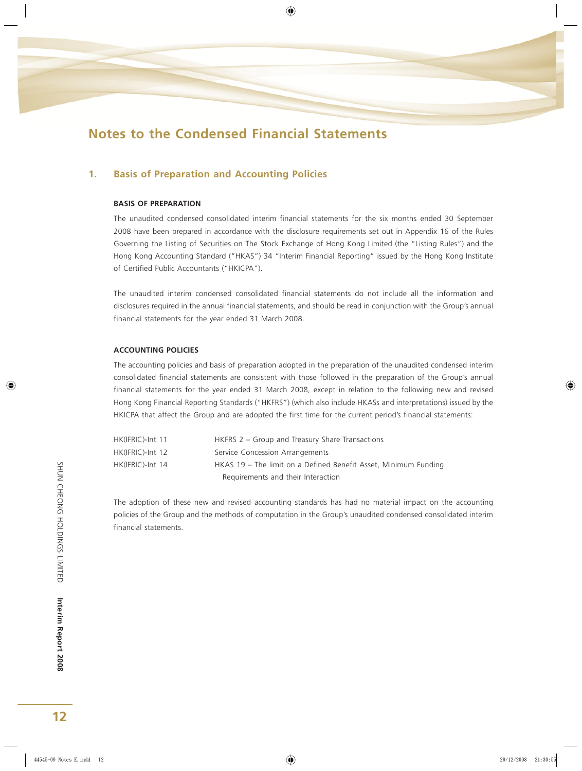# Notes to the Condensed Financial Statements

## 1. Basis of Preparation and Accounting Policies

### BASIS OF PREPARATION

The unaudited condensed consolidated interim financial statements for the six months ended 30 September 2008 have been prepared in accordance with the disclosure requirements set out in Appendix 16 of the Rules Governing the Listing of Securities on The Stock Exchange of Hong Kong Limited (the "Listing Rules") and the Hong Kong Accounting Standard ("HKAS") 34 "Interim Financial Reporting" issued by the Hong Kong Institute of Certified Public Accountants ("HKICPA").

The unaudited interim condensed consolidated financial statements do not include all the information and disclosures required in the annual financial statements, and should be read in conjunction with the Group's annual financial statements for the year ended 31 March 2008.

### ACCOUNTING POLICIES

The accounting policies and basis of preparation adopted in the preparation of the unaudited condensed interim consolidated financial statements are consistent with those followed in the preparation of the Group's annual financial statements for the year ended 31 March 2008, except in relation to the following new and revised Hong Kong Financial Reporting Standards ("HKFRS") (which also include HKASs and interpretations) issued by the HKICPA that affect the Group and are adopted the first time for the current period's financial statements:

| | |
|---|---|
| HK(IFRIC)-Int 11 | HKFRS 2 – Group and Treasury Share Transactions |
| HK(IFRIC)-Int 12 | Service Concession Arrangements |
| HK(IFRIC)-Int 14 | HKAS 19 – The limit on a Defined Benefit Asset, Minimum Funding Requirements and their Interaction |

The adoption of these new and revised accounting standards has had no material impact on the accounting policies of the Group and the methods of computation in the Group's unaudited condensed consolidated interim financial statements.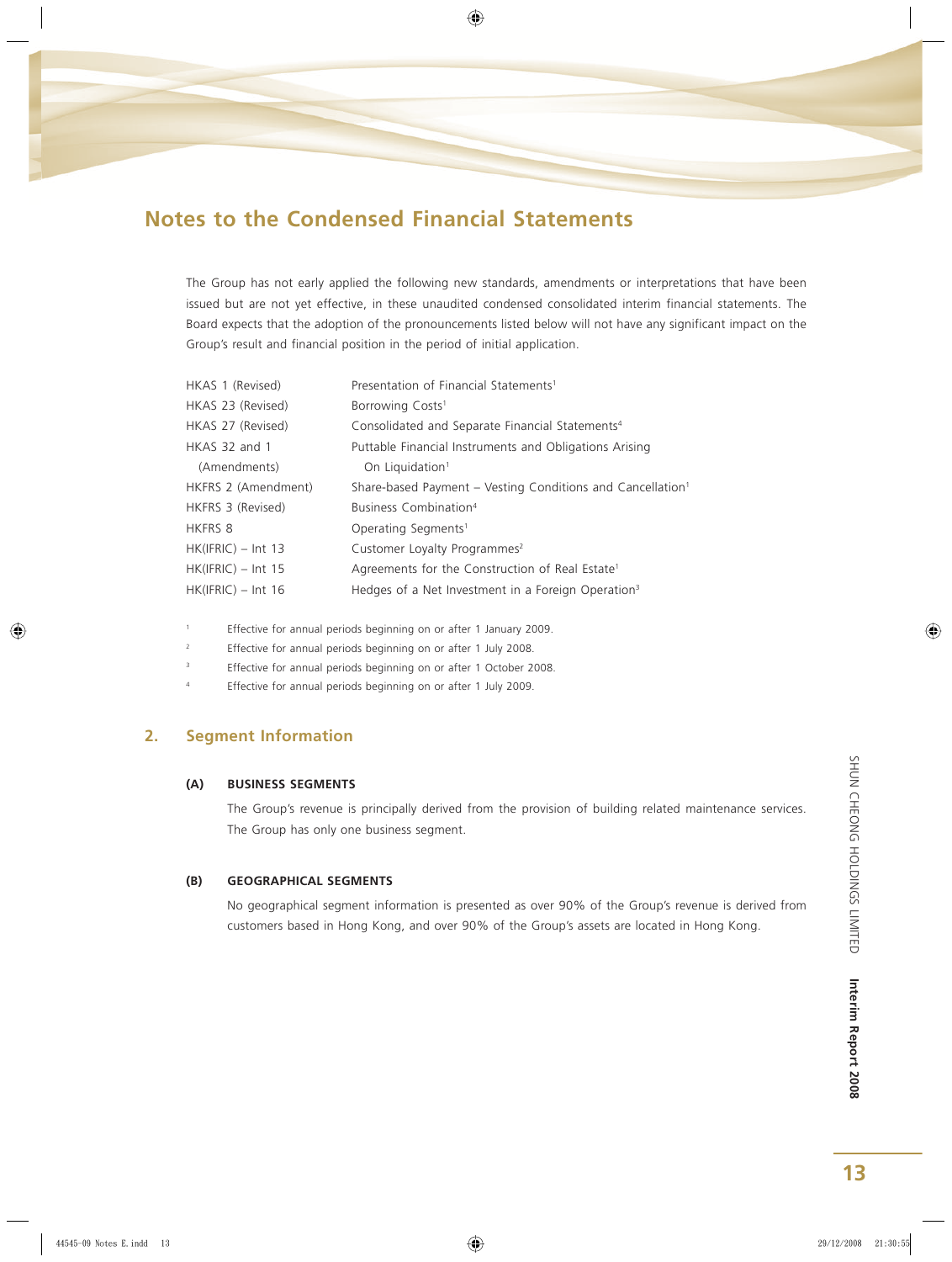# Notes to the Condensed Financial Statements

The Group has not early applied the following new standards, amendments or interpretations that have been issued but are not yet effective, in these unaudited condensed consolidated interim financial statements. The Board expects that the adoption of the pronouncements listed below will not have any significant impact on the Group's result and financial position in the period of initial application.

| | |
|---|---|
| HKAS 1 (Revised) | Presentation of Financial Statements[1] |
| HKAS 23 (Revised) | Borrowing Costs[1] |
| HKAS 27 (Revised) | Consolidated and Separate Financial Statements[4] |
| HKAS 32 and 1 (Amendments) | Puttable Financial Instruments and Obligations Arising On Liquidation[1] |
| HKFRS 2 (Amendment) | Share-based Payment – Vesting Conditions and Cancellation[1] |
| HKFRS 3 (Revised) | Business Combination[4] |
| HKFRS 8 | Operating Segments[1] |
| HK(IFRIC) – Int 13 | Customer Loyalty Programmes[2] |
| HK(IFRIC) – Int 15 | Agreements for the Construction of Real Estate[1] |
| HK(IFRIC) – Int 16 | Hedges of a Net Investment in a Foreign Operation[3] |

[1] Effective for annual periods beginning on or after 1 January 2009.

[2] Effective for annual periods beginning on or after 1 July 2008.

[3] Effective for annual periods beginning on or after 1 October 2008.

[4] Effective for annual periods beginning on or after 1 July 2009.

## 2. Segment Information

### (A) BUSINESS SEGMENTS

The Group's revenue is principally derived from the provision of building related maintenance services. The Group has only one business segment.

### (B) GEOGRAPHICAL SEGMENTS

No geographical segment information is presented as over 90% of the Group's revenue is derived from customers based in Hong Kong, and over 90% of the Group's assets are located in Hong Kong.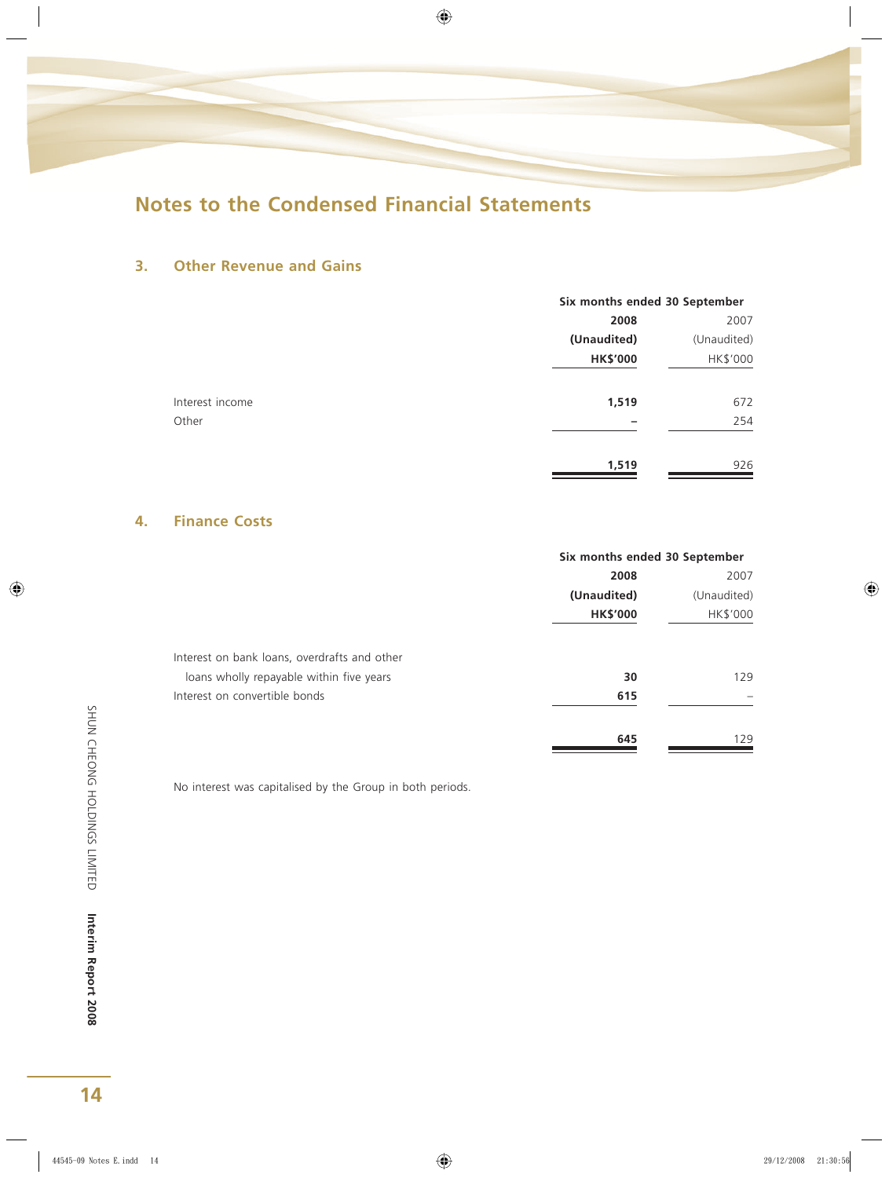# Notes to the Condensed Financial Statements

## 3. Other Revenue and Gains

| | Six months ended 30 September | |
|---|---|---|
| | **2008** | 2007 |
| | **(Unaudited)** | (Unaudited) |
| | **HK$'000** | HK$'000 |
| Interest income | **1,519** | 672 |
| Other | **–** | 254 |
| | **1,519** | 926 |

## 4. Finance Costs

| | Six months ended 30 September | |
|---|---|---|
| | **2008** | 2007 |
| | **(Unaudited)** | (Unaudited) |
| | **HK$'000** | HK$'000 |
| Interest on bank loans, overdrafts and other loans wholly repayable within five years | **30** | 129 |
| Interest on convertible bonds | **615** | – |
| | **645** | 129 |

No interest was capitalised by the Group in both periods.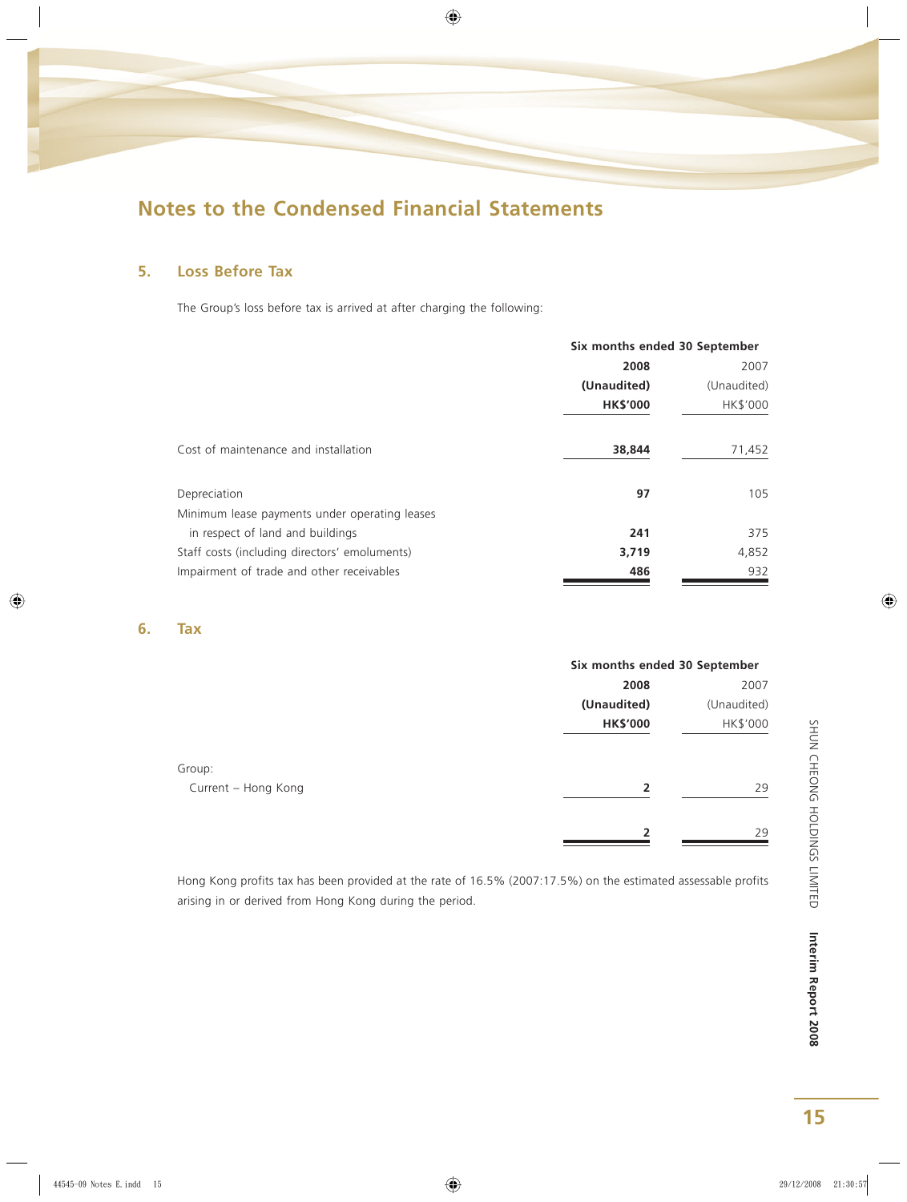# Notes to the Condensed Financial Statements

## 5. Loss Before Tax

The Group's loss before tax is arrived at after charging the following:

| | Six months ended 30 September | |
|---|---|---|
| | **2008** | 2007 |
| | **(Unaudited)** | (Unaudited) |
| | **HK$'000** | HK$'000 |
| Cost of maintenance and installation | **38,844** | 71,452 |
| Depreciation | **97** | 105 |
| Minimum lease payments under operating leases in respect of land and buildings | **241** | 375 |
| Staff costs (including directors' emoluments) | **3,719** | 4,852 |
| Impairment of trade and other receivables | **486** | 932 |

## 6. Tax

| | Six months ended 30 September | |
|---|---|---|
| | **2008** | 2007 |
| | **(Unaudited)** | (Unaudited) |
| | **HK$'000** | HK$'000 |
| Group: | | |
| Current – Hong Kong | **2** | 29 |
| | **2** | 29 |

Hong Kong profits tax has been provided at the rate of 16.5% (2007:17.5%) on the estimated assessable profits arising in or derived from Hong Kong during the period.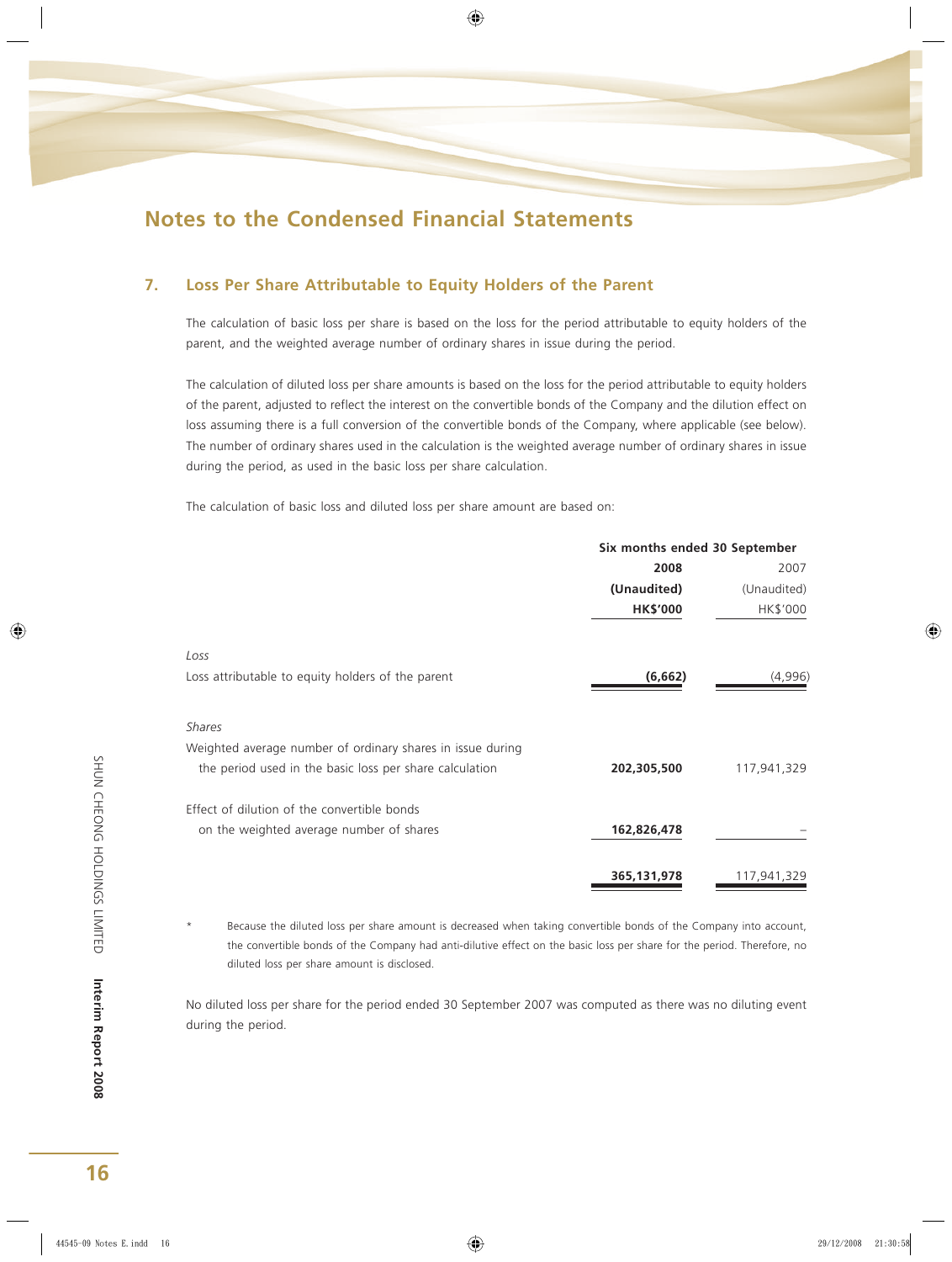# Notes to the Condensed Financial Statements

## 7. Loss Per Share Attributable to Equity Holders of the Parent

The calculation of basic loss per share is based on the loss for the period attributable to equity holders of the parent, and the weighted average number of ordinary shares in issue during the period.

The calculation of diluted loss per share amounts is based on the loss for the period attributable to equity holders of the parent, adjusted to reflect the interest on the convertible bonds of the Company and the dilution effect on loss assuming there is a full conversion of the convertible bonds of the Company, where applicable (see below). The number of ordinary shares used in the calculation is the weighted average number of ordinary shares in issue during the period, as used in the basic loss per share calculation.

The calculation of basic loss and diluted loss per share amount are based on:

| | Six months ended 30 September | |
|---|---|---|
| | **2008** | 2007 |
| | **(Unaudited)** | (Unaudited) |
| | **HK$'000** | HK$'000 |
| *Loss* | | |
| Loss attributable to equity holders of the parent | **(6,662)** | (4,996) |
| *Shares* | | |
| Weighted average number of ordinary shares in issue during the period used in the basic loss per share calculation | **202,305,500** | 117,941,329 |
| Effect of dilution of the convertible bonds on the weighted average number of shares | **162,826,478** | – |
| | **365,131,978** | 117,941,329 |

\* Because the diluted loss per share amount is decreased when taking convertible bonds of the Company into account, the convertible bonds of the Company had anti-dilutive effect on the basic loss per share for the period. Therefore, no diluted loss per share amount is disclosed.

No diluted loss per share for the period ended 30 September 2007 was computed as there was no diluting event during the period.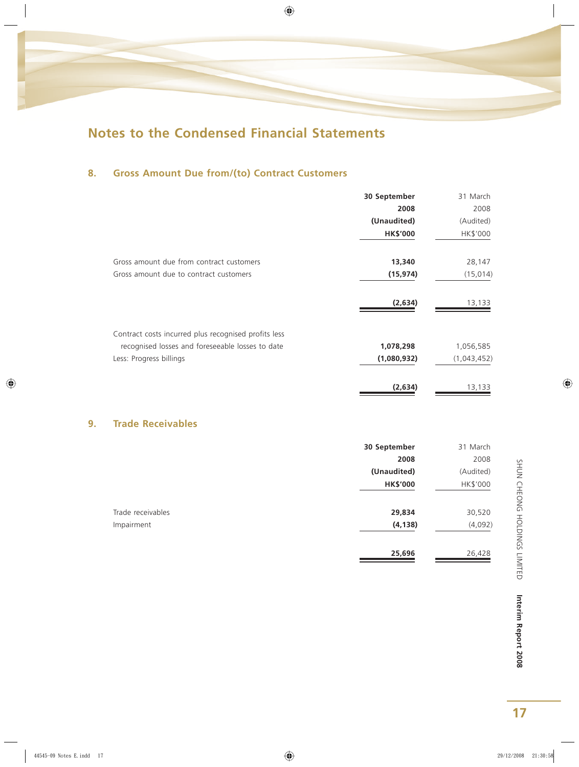# Notes to the Condensed Financial Statements

## 8. Gross Amount Due from/(to) Contract Customers

| | **30 September 2008 (Unaudited) HK$'000** | 31 March 2008 (Audited) HK$'000 |
|---|---|---|
| Gross amount due from contract customers | **13,340** | 28,147 |
| Gross amount due to contract customers | **(15,974)** | (15,014) |
| | **(2,634)** | 13,133 |
| Contract costs incurred plus recognised profits less recognised losses and foreseeable losses to date | **1,078,298** | 1,056,585 |
| Less: Progress billings | **(1,080,932)** | (1,043,452) |
| | **(2,634)** | 13,133 |

## 9. Trade Receivables

| | **30 September 2008 (Unaudited) HK$'000** | 31 March 2008 (Audited) HK$'000 |
|---|---|---|
| Trade receivables | **29,834** | 30,520 |
| Impairment | **(4,138)** | (4,092) |
| | **25,696** | 26,428 |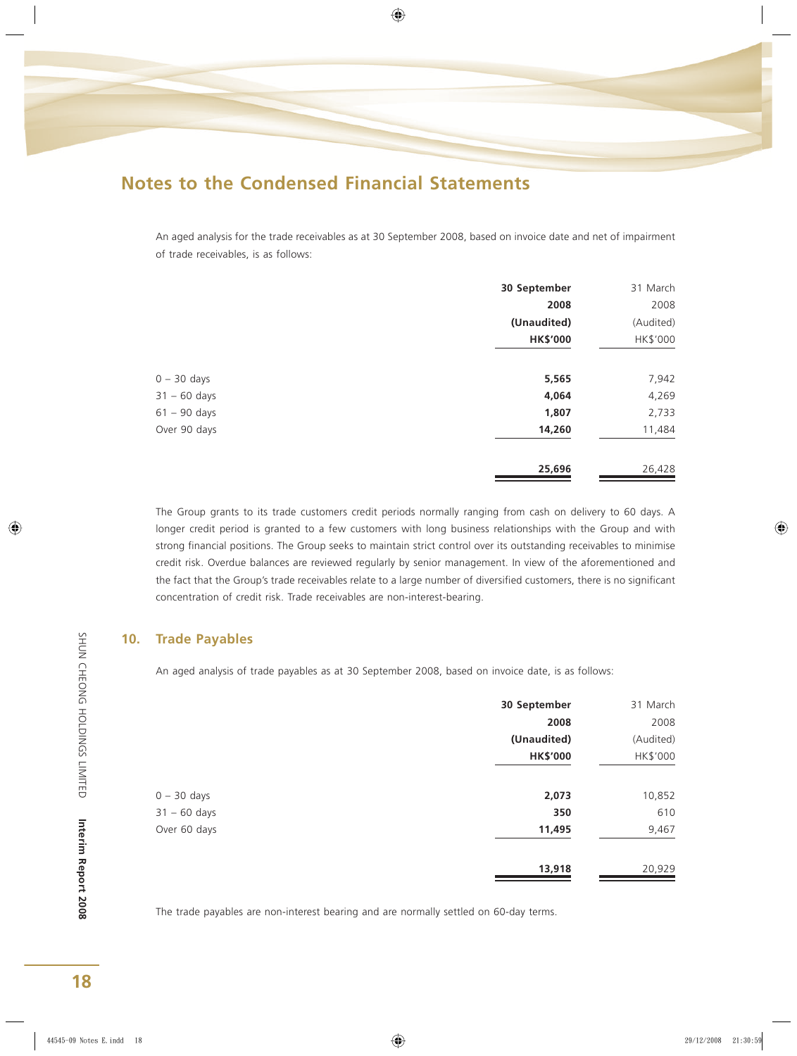# Notes to the Condensed Financial Statements

An aged analysis for the trade receivables as at 30 September 2008, based on invoice date and net of impairment of trade receivables, is as follows:

| | **30 September 2008 (Unaudited) HK$'000** | 31 March 2008 (Audited) HK$'000 |
|---|---|---|
| 0 – 30 days | **5,565** | 7,942 |
| 31 – 60 days | **4,064** | 4,269 |
| 61 – 90 days | **1,807** | 2,733 |
| Over 90 days | **14,260** | 11,484 |
| | **25,696** | 26,428 |

The Group grants to its trade customers credit periods normally ranging from cash on delivery to 60 days. A longer credit period is granted to a few customers with long business relationships with the Group and with strong financial positions. The Group seeks to maintain strict control over its outstanding receivables to minimise credit risk. Overdue balances are reviewed regularly by senior management. In view of the aforementioned and the fact that the Group's trade receivables relate to a large number of diversified customers, there is no significant concentration of credit risk. Trade receivables are non-interest-bearing.

## 10. Trade Payables

An aged analysis of trade payables as at 30 September 2008, based on invoice date, is as follows:

| | **30 September 2008 (Unaudited) HK$'000** | 31 March 2008 (Audited) HK$'000 |
|---|---|---|
| 0 – 30 days | **2,073** | 10,852 |
| 31 – 60 days | **350** | 610 |
| Over 60 days | **11,495** | 9,467 |
| | **13,918** | 20,929 |

The trade payables are non-interest bearing and are normally settled on 60-day terms.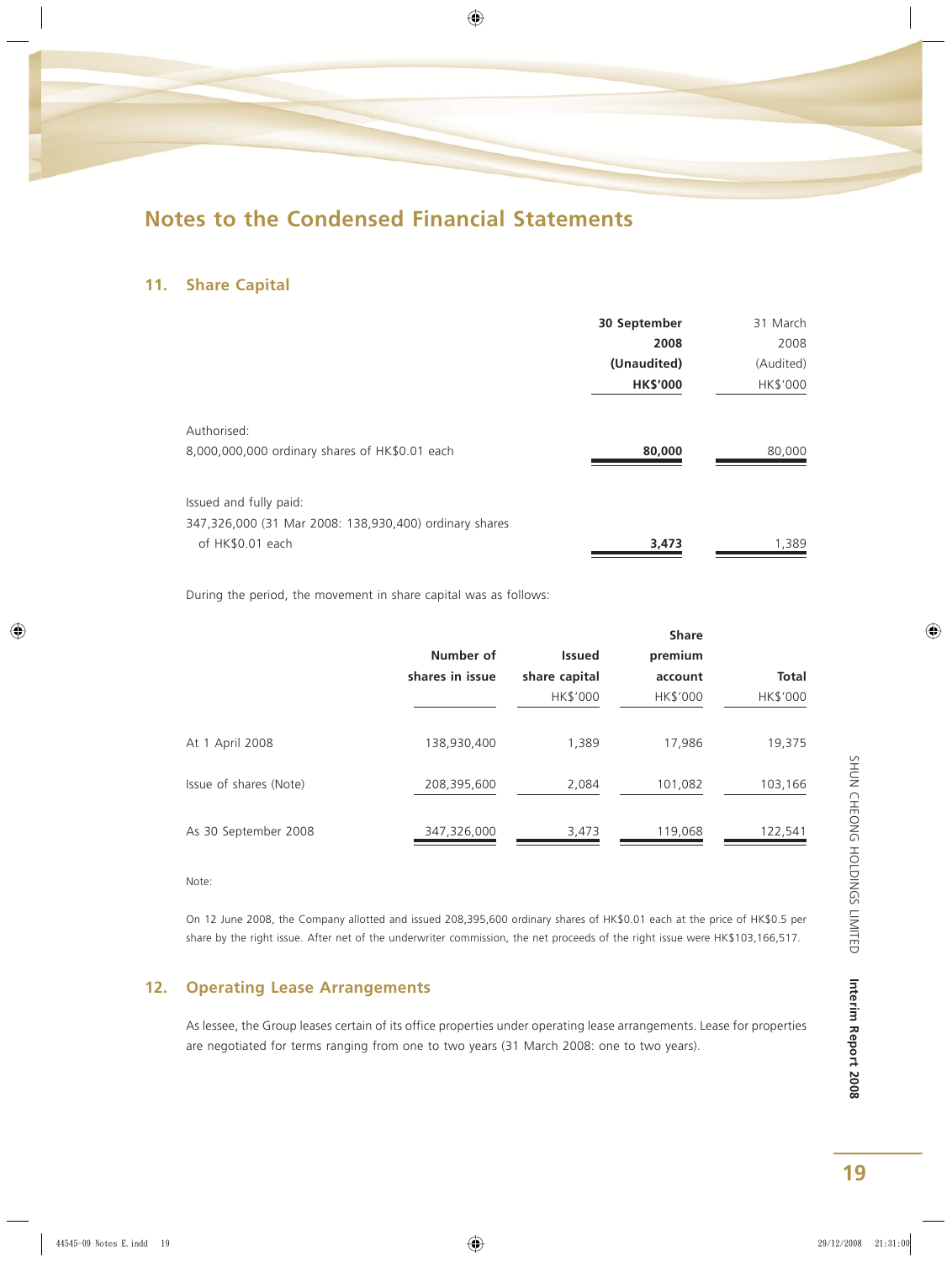# Notes to the Condensed Financial Statements

## 11. Share Capital

| | 30 September 2008 (Unaudited) HK$'000 | 31 March 2008 (Audited) HK$'000 |
|---|---|---|
| Authorised: | | |
| 8,000,000,000 ordinary shares of HK$0.01 each | **80,000** | 80,000 |
| Issued and fully paid: | | |
| 347,326,000 (31 Mar 2008: 138,930,400) ordinary shares of HK$0.01 each | **3,473** | 1,389 |

During the period, the movement in share capital was as follows:

| | Number of shares in issue | Issued share capital HK$'000 | Share premium account HK$'000 | Total HK$'000 |
|---|---|---|---|---|
| At 1 April 2008 | 138,930,400 | 1,389 | 17,986 | 19,375 |
| Issue of shares (Note) | 208,395,600 | 2,084 | 101,082 | 103,166 |
| As 30 September 2008 | 347,326,000 | 3,473 | 119,068 | 122,541 |

Note:

On 12 June 2008, the Company allotted and issued 208,395,600 ordinary shares of HK$0.01 each at the price of HK$0.5 per share by the right issue. After net of the underwriter commission, the net proceeds of the right issue were HK$103,166,517.

## 12. Operating Lease Arrangements

As lessee, the Group leases certain of its office properties under operating lease arrangements. Lease for properties are negotiated for terms ranging from one to two years (31 March 2008: one to two years).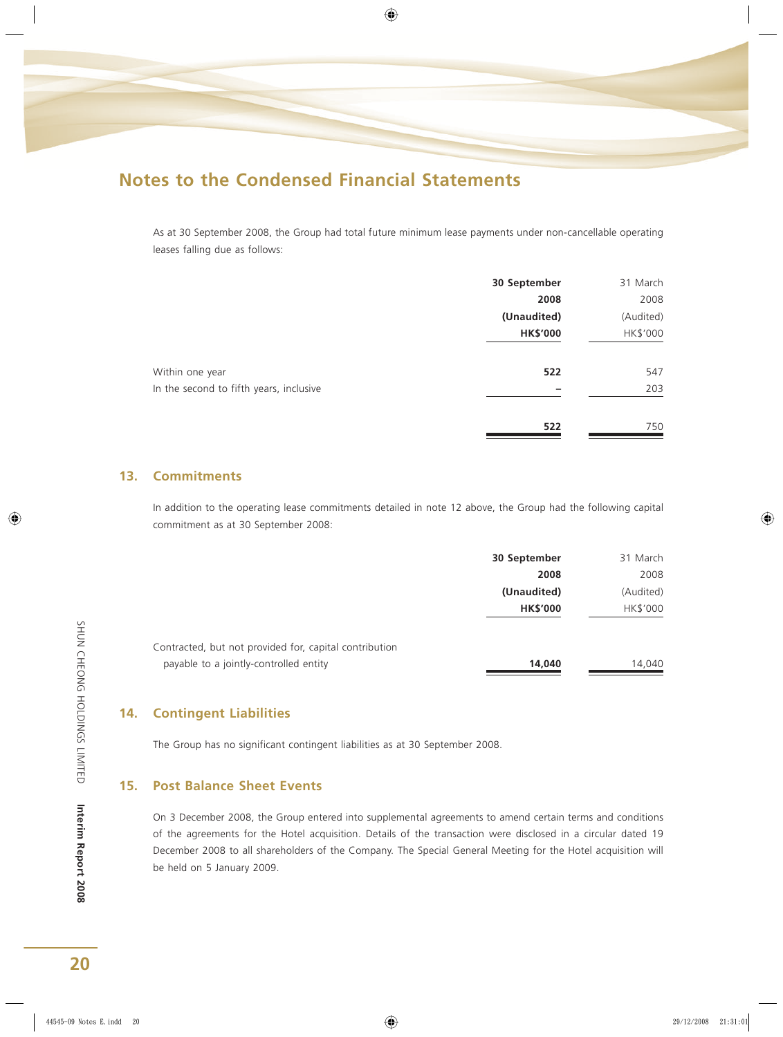## Notes to the Condensed Financial Statements

As at 30 September 2008, the Group had total future minimum lease payments under non-cancellable operating leases falling due as follows:

| | 30 September 2008 (Unaudited) HK$'000 | 31 March 2008 (Audited) HK$'000 |
|---|---|---|
| Within one year | **522** | 547 |
| In the second to fifth years, inclusive | **–** | 203 |
| | **522** | 750 |

### 13. Commitments

In addition to the operating lease commitments detailed in note 12 above, the Group had the following capital commitment as at 30 September 2008:

| | 30 September 2008 (Unaudited) HK$'000 | 31 March 2008 (Audited) HK$'000 |
|---|---|---|
| Contracted, but not provided for, capital contribution payable to a jointly-controlled entity | **14,040** | 14,040 |

### 14. Contingent Liabilities

The Group has no significant contingent liabilities as at 30 September 2008.

### 15. Post Balance Sheet Events

On 3 December 2008, the Group entered into supplemental agreements to amend certain terms and conditions of the agreements for the Hotel acquisition. Details of the transaction were disclosed in a circular dated 19 December 2008 to all shareholders of the Company. The Special General Meeting for the Hotel acquisition will be held on 5 January 2009.